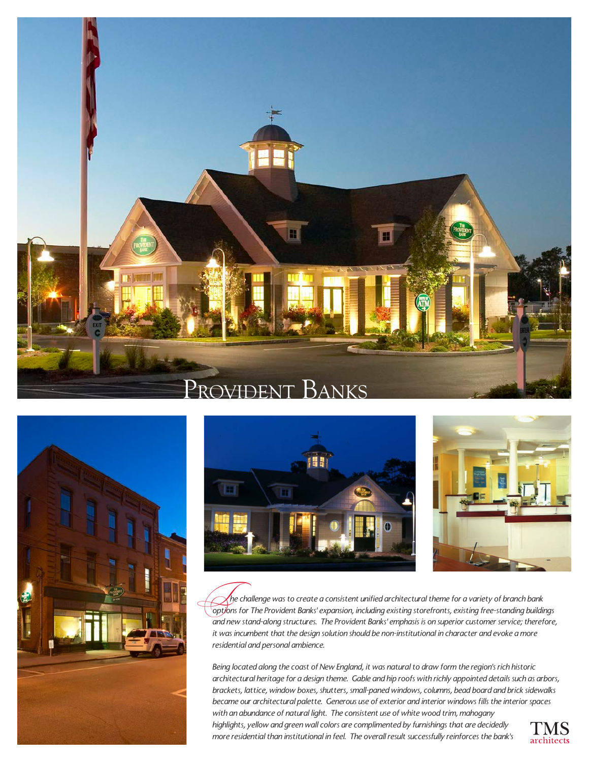# Provident Banks

The challenge was to create a consistent unified architectural theme for a variety of branch bank options for The Provident Banks' expansion, including existing storefronts, existing free-standing buildings and new stand-along structures. The Provident Banks' emphasis is on superior customer service; therefore, it was incumbent that the design solution should be non-institutional in character and evoke a more residential and personal ambience.

Being located along the coast of New England, it was natural to draw form the region's rich historic architectural heritage for a design theme. Gable and hip roofs with richly appointed details such as arbors, brackets, lattice, window boxes, shutters, small-paned windows, columns, bead board and brick sidewalks became our architectural palette. Generous use of exterior and interior windows fills the interior spaces with an abundance of natural light. The consistent use of white wood trim, mahogany highlights, yellow and green wall colors are complimented by furnishings that are decidedly more residential than institutional in feel. The overall result successfully reinforces the bank's

TMS architects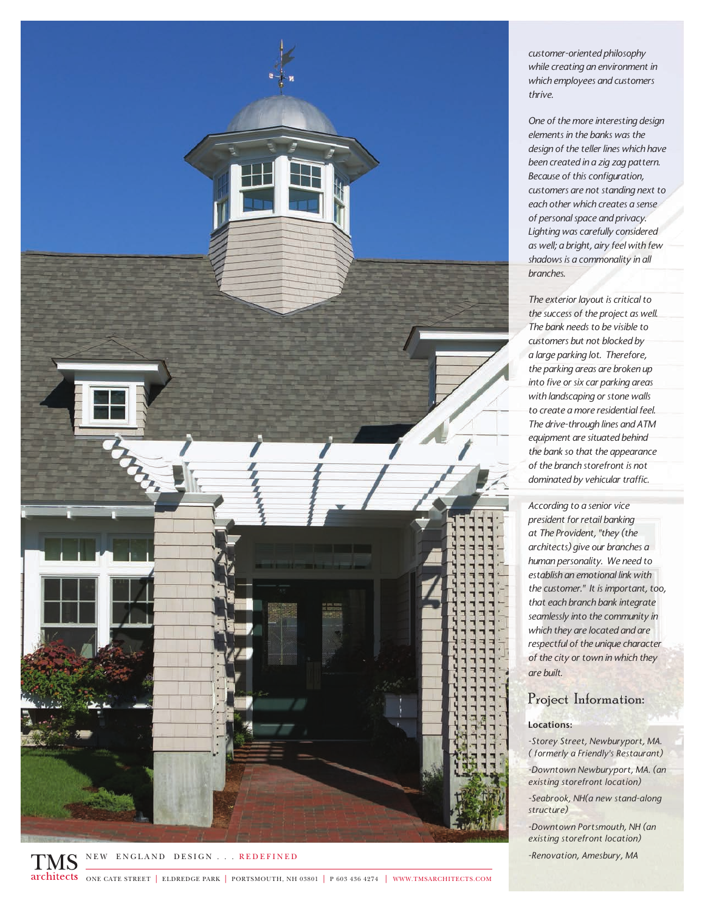*customer-oriented philosophy while creating an environment in which employees and customers thrive.*

*One of the more interesting design elements in the banks was the design of the teller lines which have been created in a zig zag pattern. Because of this configuration, customers are not standing next to each other which creates a sense of personal space and privacy. Lighting was carefully considered as well; a bright, airy feel with few shadows is a commonality in all branches.*

*The exterior layout is critical to the success of the project as well. The bank needs to be visible to customers but not blocked by a large parking lot. Therefore, the parking areas are broken up into five or six car parking areas with landscaping or stone walls to create a more residential feel. The drive-through lines and ATM equipment are situated behind the bank so that the appearance of the branch storefront is not dominated by vehicular traffic.*

*According to a senior vice president for retail banking at The Provident, "they (the architects) give our branches a human personality. We need to establish an emotional link with the customer." It is important, too, that each branch bank integrate seamlessly into the community in which they are located and are respectful of the unique character of the city or town in which they are built.*

## Project Information:

**Locations:**

*-Storey Street, Newburyport, MA. ( formerly a Friendly's Restaurant)*

*-Downtown Newburyport, MA. (an existing storefront location)*

*-Seabrook, NH(a new stand-along structure)*

*-Downtown Portsmouth, NH (an existing storefront location)*

*-Renovation, Amesbury, MA*

TMS architects NEW ENGLAND DESIGN . . . REDEFINED

ONE CATE STREET | ELDREDGE PARK | PORTSMOUTH, NH 03801 | P 603 436 4274 | WWW.TMSARCHITECTS.COM